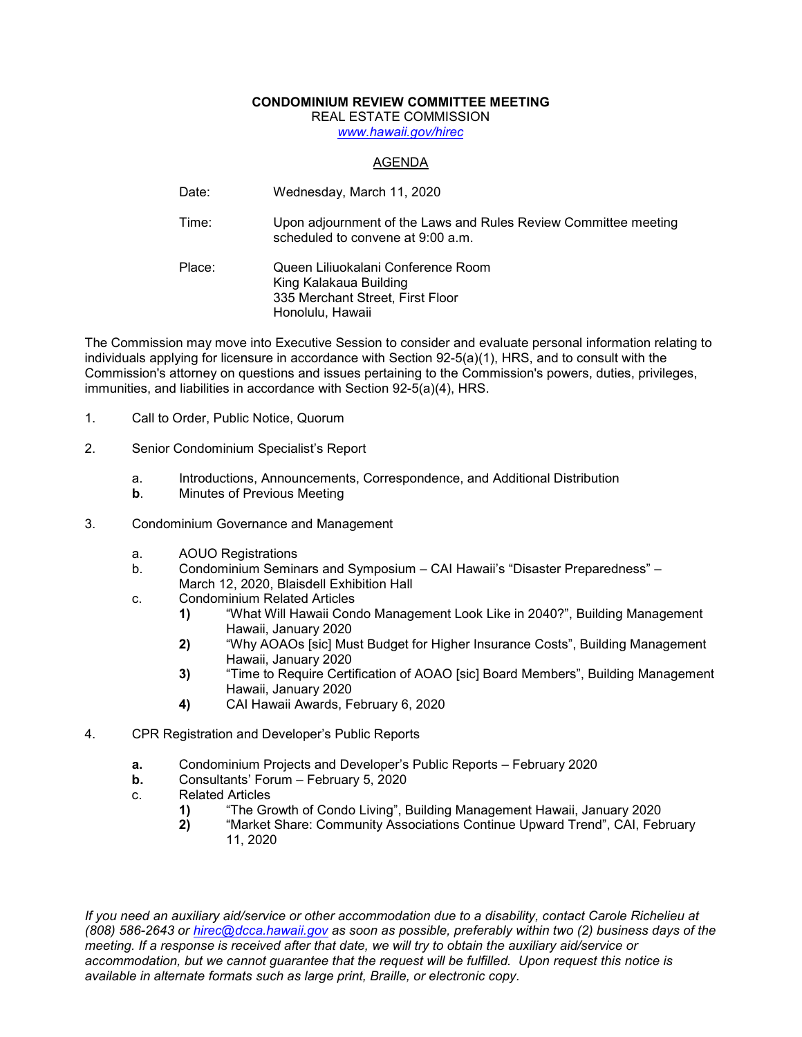**CONDOMINIUM REVIEW COMMITTEE MEETING**
REAL ESTATE COMMISSION
[www.hawaii.gov/hirec](http://www.hawaii.gov/hirec)

AGENDA

Date: Wednesday, March 11, 2020

Time: Upon adjournment of the Laws and Rules Review Committee meeting scheduled to convene at 9:00 a.m.

Place: Queen Liliuokalani Conference Room
King Kalakaua Building
335 Merchant Street, First Floor
Honolulu, Hawaii

The Commission may move into Executive Session to consider and evaluate personal information relating to individuals applying for licensure in accordance with Section 92-5(a)(1), HRS, and to consult with the Commission's attorney on questions and issues pertaining to the Commission's powers, duties, privileges, immunities, and liabilities in accordance with Section 92-5(a)(4), HRS.

1. Call to Order, Public Notice, Quorum

2. Senior Condominium Specialist's Report

   a. Introductions, Announcements, Correspondence, and Additional Distribution
   **b**. Minutes of Previous Meeting

3. Condominium Governance and Management

   a. AOUO Registrations
   b. Condominium Seminars and Symposium – CAI Hawaii's "Disaster Preparedness" – March 12, 2020, Blaisdell Exhibition Hall
   c. Condominium Related Articles
      **1)** "What Will Hawaii Condo Management Look Like in 2040?", Building Management Hawaii, January 2020
      **2)** "Why AOAOs [sic] Must Budget for Higher Insurance Costs", Building Management Hawaii, January 2020
      **3)** "Time to Require Certification of AOAO [sic] Board Members", Building Management Hawaii, January 2020
      **4)** CAI Hawaii Awards, February 6, 2020

4. CPR Registration and Developer's Public Reports

   **a.** Condominium Projects and Developer's Public Reports – February 2020
   **b.** Consultants' Forum – February 5, 2020
   c. Related Articles
      **1)** "The Growth of Condo Living", Building Management Hawaii, January 2020
      **2)** "Market Share: Community Associations Continue Upward Trend", CAI, February 11, 2020

*If you need an auxiliary aid/service or other accommodation due to a disability, contact Carole Richelieu at (808) 586-2643 or [hirec@dcca.hawaii.gov](mailto:hirec@dcca.hawaii.gov) as soon as possible, preferably within two (2) business days of the meeting. If a response is received after that date, we will try to obtain the auxiliary aid/service or accommodation, but we cannot guarantee that the request will be fulfilled. Upon request this notice is available in alternate formats such as large print, Braille, or electronic copy.*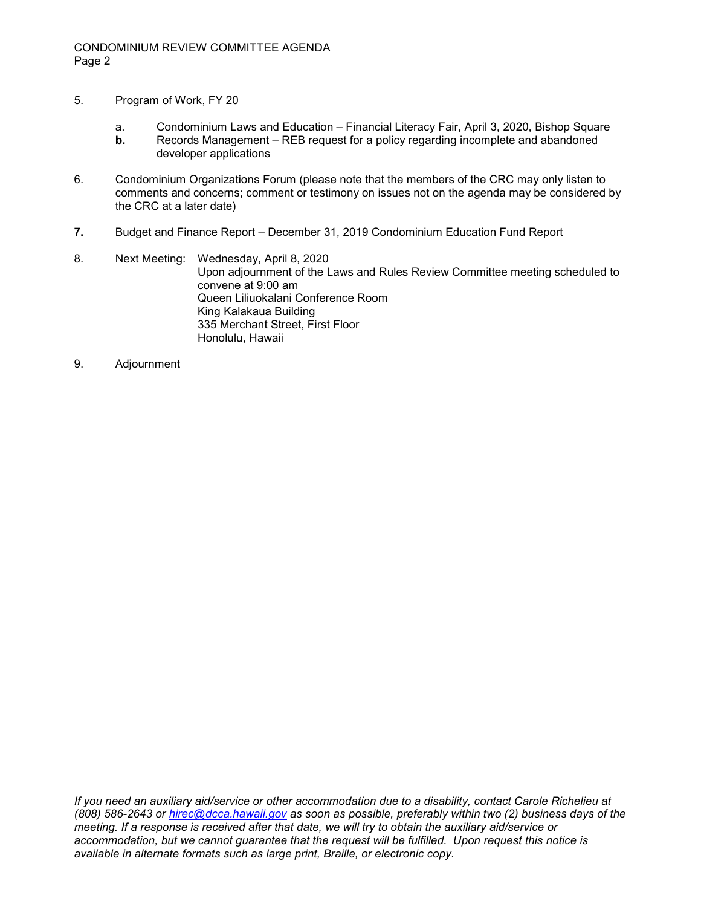5. Program of Work, FY 20

   a. Condominium Laws and Education – Financial Literacy Fair, April 3, 2020, Bishop Square
   **b.** Records Management – REB request for a policy regarding incomplete and abandoned developer applications

6. Condominium Organizations Forum (please note that the members of the CRC may only listen to comments and concerns; comment or testimony on issues not on the agenda may be considered by the CRC at a later date)

**7.** Budget and Finance Report – December 31, 2019 Condominium Education Fund Report

8. Next Meeting: Wednesday, April 8, 2020
   Upon adjournment of the Laws and Rules Review Committee meeting scheduled to convene at 9:00 am
   Queen Liliuokalani Conference Room
   King Kalakaua Building
   335 Merchant Street, First Floor
   Honolulu, Hawaii

9. Adjournment

*If you need an auxiliary aid/service or other accommodation due to a disability, contact Carole Richelieu at (808) 586-2643 or hirec@dcca.hawaii.gov as soon as possible, preferably within two (2) business days of the meeting. If a response is received after that date, we will try to obtain the auxiliary aid/service or accommodation, but we cannot guarantee that the request will be fulfilled. Upon request this notice is available in alternate formats such as large print, Braille, or electronic copy.*